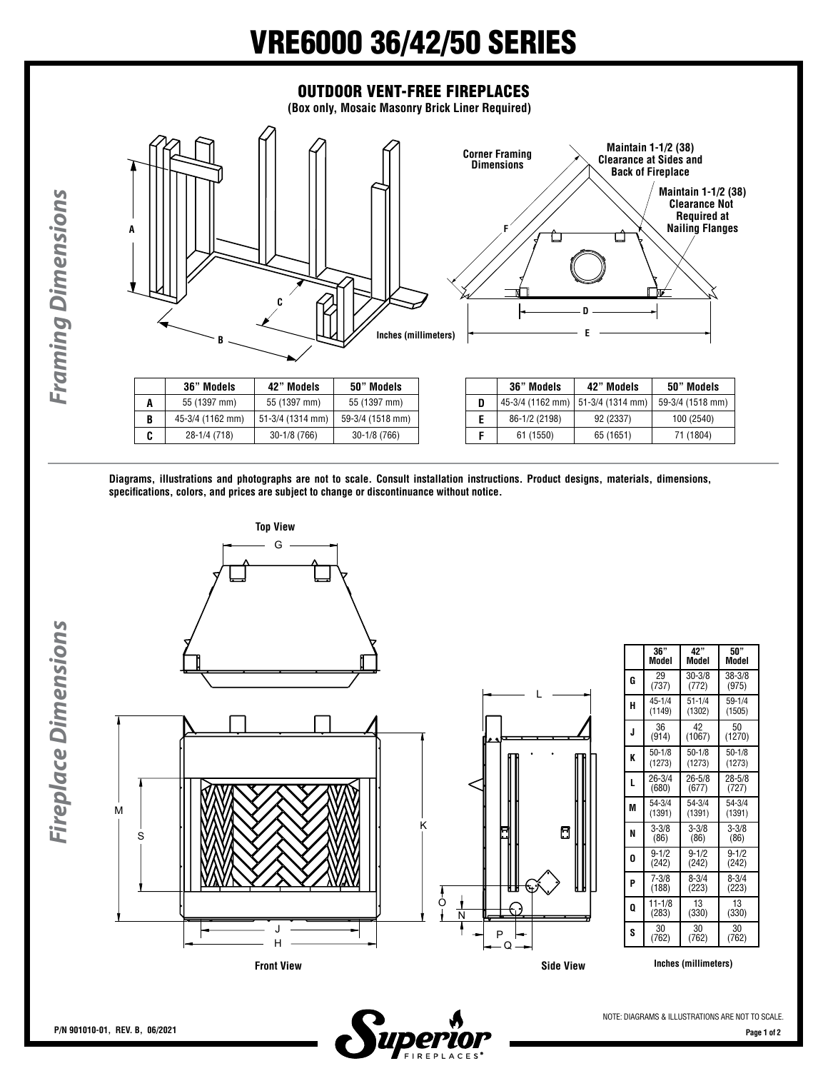# VRE6000 36/42/50 SERIES

## *Framing Dimensions*

### OUTDOOR VENT-FREE FIREPLACES

**(Box only, Mosaic Masonry Brick Liner Required)**

Corner Framing Dimensions

Maintain 1-1/2 (38) Clearance at Sides and Back of Fireplace

Maintain 1-1/2 (38) Clearance Not Required at Nailing Flanges

Inches (millimeters)

| | 36" Models | 42" Models | 50" Models |
|---|---|---|---|
| A | 55 (1397 mm) | 55 (1397 mm) | 55 (1397 mm) |
| B | 45-3/4 (1162 mm) | 51-3/4 (1314 mm) | 59-3/4 (1518 mm) |
| C | 28-1/4 (718) | 30-1/8 (766) | 30-1/8 (766) |

| | 36" Models | 42" Models | 50" Models |
|---|---|---|---|
| D | 45-3/4 (1162 mm) | 51-3/4 (1314 mm) | 59-3/4 (1518 mm) |
| E | 86-1/2 (2198) | 92 (2337) | 100 (2540) |
| F | 61 (1550) | 65 (1651) | 71 (1804) |

**Diagrams, illustrations and photographs are not to scale. Consult installation instructions. Product designs, materials, dimensions, specifications, colors, and prices are subject to change or discontinuance without notice.**

## *Fireplace Dimensions*

**Top View**

**Front View**

**Side View**

| | 36" Model | 42" Model | 50" Model |
|---|---|---|---|
| G | 29 (737) | 30-3/8 (772) | 38-3/8 (975) |
| H | 45-1/4 (1149) | 51-1/4 (1302) | 59-1/4 (1505) |
| J | 36 (914) | 42 (1067) | 50 (1270) |
| K | 50-1/8 (1273) | 50-1/8 (1273) | 50-1/8 (1273) |
| L | 26-3/4 (680) | 26-5/8 (677) | 28-5/8 (727) |
| M | 54-3/4 (1391) | 54-3/4 (1391) | 54-3/4 (1391) |
| N | 3-3/8 (86) | 3-3/8 (86) | 3-3/8 (86) |
| O | 9-1/2 (242) | 9-1/2 (242) | 9-1/2 (242) |
| P | 7-3/8 (188) | 8-3/4 (223) | 8-3/4 (223) |
| Q | 11-1/8 (283) | 13 (330) | 13 (330) |
| S | 30 (762) | 30 (762) | 30 (762) |

**Inches (millimeters)**

NOTE: DIAGRAMS & ILLUSTRATIONS ARE NOT TO SCALE.

P/N 901010-01, REV. B, 06/2021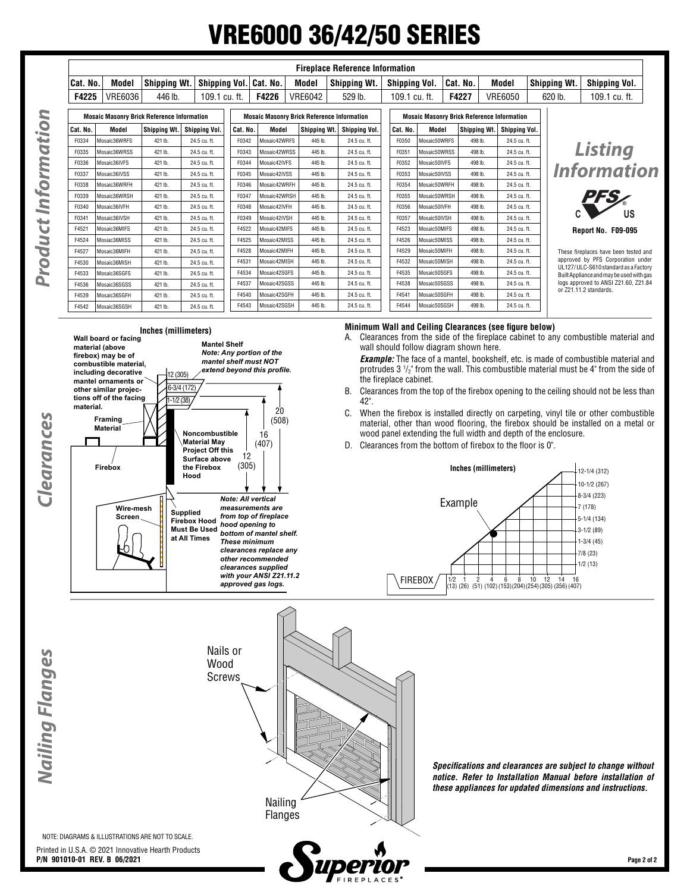# VRE6000 36/42/50 SERIES

## Product Information

| Fireplace Reference Information | | | | | | | | | | | |
|---|---|---|---|---|---|---|---|---|---|---|---|
| Cat. No. | Model | Shipping Wt. | Shipping Vol. | Cat. No. | Model | Shipping Wt. | Shipping Vol. | Cat. No. | Model | Shipping Wt. | Shipping Vol. |
| F4225 | VRE6036 | 446 lb. | 109.1 cu. ft. | F4226 | VRE6042 | 529 lb. | 109.1 cu. ft. | F4227 | VRE6050 | 620 lb. | 109.1 cu. ft. |

| Mosaic Masonry Brick Reference Information | | | |
|---|---|---|---|
| Cat. No. | Model | Shipping Wt. | Shipping Vol. |
| F0334 | Mosaic36WRFS | 421 lb. | 24.5 cu. ft. |
| F0335 | Mosaic36WRSS | 421 lb. | 24.5 cu. ft. |
| F0336 | Mosaic36IVFS | 421 lb. | 24.5 cu. ft. |
| F0337 | Mosaic36IVSS | 421 lb. | 24.5 cu. ft. |
| F0338 | Mosaic36WRFH | 421 lb. | 24.5 cu. ft. |
| F0339 | Mosaic36WRSH | 421 lb. | 24.5 cu. ft. |
| F0340 | Mosaic36IVFH | 421 lb. | 24.5 cu. ft. |
| F0341 | Mosaic36IVSH | 421 lb. | 24.5 cu. ft. |
| F4521 | Mosaic36MIFS | 421 lb. | 24.5 cu. ft. |
| F4524 | Mosaic36MISS | 421 lb. | 24.5 cu. ft. |
| F4527 | Mosaic36MIFH | 421 lb. | 24.5 cu. ft. |
| F4530 | Mosaic36MISH | 421 lb. | 24.5 cu. ft. |
| F4533 | Mosaic36SGFS | 421 lb. | 24.5 cu. ft. |
| F4536 | Mosaic36SGSS | 421 lb. | 24.5 cu. ft. |
| F4539 | Mosaic36SGFH | 421 lb. | 24.5 cu. ft. |
| F4542 | Mosaic36SGSH | 421 lb. | 24.5 cu. ft. |

| Mosaic Masonry Brick Reference Information | | | |
|---|---|---|---|
| Cat. No. | Model | Shipping Wt. | Shipping Vol. |
| F0342 | Mosaic42WRFS | 445 lb. | 24.5 cu. ft. |
| F0343 | Mosaic42WRSS | 445 lb. | 24.5 cu. ft. |
| F0344 | Mosaic42IVFS | 445 lb. | 24.5 cu. ft. |
| F0345 | Mosaic42IVSS | 445 lb. | 24.5 cu. ft. |
| F0346 | Mosaic42WRFH | 445 lb. | 24.5 cu. ft. |
| F0347 | Mosaic42WRSH | 445 lb. | 24.5 cu. ft. |
| F0348 | Mosaic42IVFH | 445 lb. | 24.5 cu. ft. |
| F0349 | Mosaic42IVSH | 445 lb. | 24.5 cu. ft. |
| F4522 | Mosaic42MIFS | 445 lb. | 24.5 cu. ft. |
| F4525 | Mosaic42MISS | 445 lb. | 24.5 cu. ft. |
| F4528 | Mosaic42MIFH | 445 lb. | 24.5 cu. ft. |
| F4531 | Mosaic42MISH | 445 lb. | 24.5 cu. ft. |
| F4534 | Mosaic42SGFS | 445 lb. | 24.5 cu. ft. |
| F4537 | Mosaic42SGSS | 445 lb. | 24.5 cu. ft. |
| F4540 | Mosaic42SGFH | 445 lb. | 24.5 cu. ft. |
| F4543 | Mosaic42SGSH | 445 lb. | 24.5 cu. ft. |

| Mosaic Masonry Brick Reference Information | | | |
|---|---|---|---|
| Cat. No. | Model | Shipping Wt. | Shipping Vol. |
| F0350 | Mosaic50WRFS | 498 lb. | 24.5 cu. ft. |
| F0351 | Mosaic50WRSS | 498 lb. | 24.5 cu. ft. |
| F0352 | Mosaic50IVFS | 498 lb. | 24.5 cu. ft. |
| F0353 | Mosaic50IVSS | 498 lb. | 24.5 cu. ft. |
| F0354 | Mosaic50WRFH | 498 lb. | 24.5 cu. ft. |
| F0355 | Mosaic50WRSH | 498 lb. | 24.5 cu. ft. |
| F0356 | Mosaic50IVFH | 498 lb. | 24.5 cu. ft. |
| F0357 | Mosaic50IVSH | 498 lb. | 24.5 cu. ft. |
| F4523 | Mosaic50MIFS | 498 lb. | 24.5 cu. ft. |
| F4526 | Mosaic50MISS | 498 lb. | 24.5 cu. ft. |
| F4529 | Mosaic50MIFH | 498 lb. | 24.5 cu. ft. |
| F4532 | Mosaic50MISH | 498 lb. | 24.5 cu. ft. |
| F4535 | Mosaic50SGFS | 498 lb. | 24.5 cu. ft. |
| F4538 | Mosaic50SGSS | 498 lb. | 24.5 cu. ft. |
| F4541 | Mosaic50SGFH | 498 lb. | 24.5 cu. ft. |
| F4544 | Mosaic50SGSH | 498 lb. | 24.5 cu. ft. |

### Listing Information

PFS C US

**Report No. F09-095**

These fireplaces have been tested and approved by PFS Corporation under UL127/ULC-S610 standard as a Factory Built Appliance and may be used with gas logs approved to ANSI Z21.60, Z21.84 or Z21.11.2 standards.

## Clearances

Inches (millimeters)

Wall board or facing material (above firebox) may be of combustible material, including decorative mantel ornaments or other similar projections off of the facing material.

Mantel Shelf
*Note: Any portion of the mantel shelf must NOT extend beyond this profile.*

12 (305)
6-3/4 (172)
1-1/2 (38)
20 (508)
16 (407)
12 (305)

Framing Material

Noncombustible Material May Project Off this Surface above the Firebox Hood

Firebox

Wire-mesh Screen

Supplied Firebox Hood Must Be Used at All Times

*Note: All vertical measurements are from top of fireplace hood opening to bottom of mantel shelf. These minimum clearances replace any other recommended clearances supplied with your ANSI Z21.11.2 approved gas logs.*

**Minimum Wall and Ceiling Clearances (see figure below)**

A. Clearances from the side of the fireplace cabinet to any combustible material and wall should follow diagram shown here.

***Example:*** The face of a mantel, bookshelf, etc. is made of combustible material and protrudes 3 1/2" from the wall. This combustible material must be 4" from the side of the fireplace cabinet.

B. Clearances from the top of the firebox opening to the ceiling should not be less than 42".

C. When the firebox is installed directly on carpeting, vinyl tile or other combustible material, other than wood flooring, the firebox should be installed on a metal or wood panel extending the full width and depth of the enclosure.

D. Clearances from the bottom of firebox to the floor is 0".

Inches (millimeters)

Example

FIREBOX

12-1/4 (312)
10-1/2 (267)
8-3/4 (223)
7 (178)
5-1/4 (134)
3-1/2 (89)
1-3/4 (45)
7/8 (23)
1/2 (13)

1/2 (13) 1 (26) 2 (51) 4 (102) 6 (153) 8 (204) 10 (254) 12 (305) 14 (356) 16 (407)

## Nailing Flanges

Nails or Wood Screws

Nailing Flanges

***Specifications and clearances are subject to change without notice. Refer to Installation Manual before installation of these appliances for updated dimensions and instructions.***

NOTE: DIAGRAMS & ILLUSTRATIONS ARE NOT TO SCALE.

Printed in U.S.A. © 2021 Innovative Hearth Products
**P/N 901010-01 REV. B 06/2021**

Superior FIREPLACES